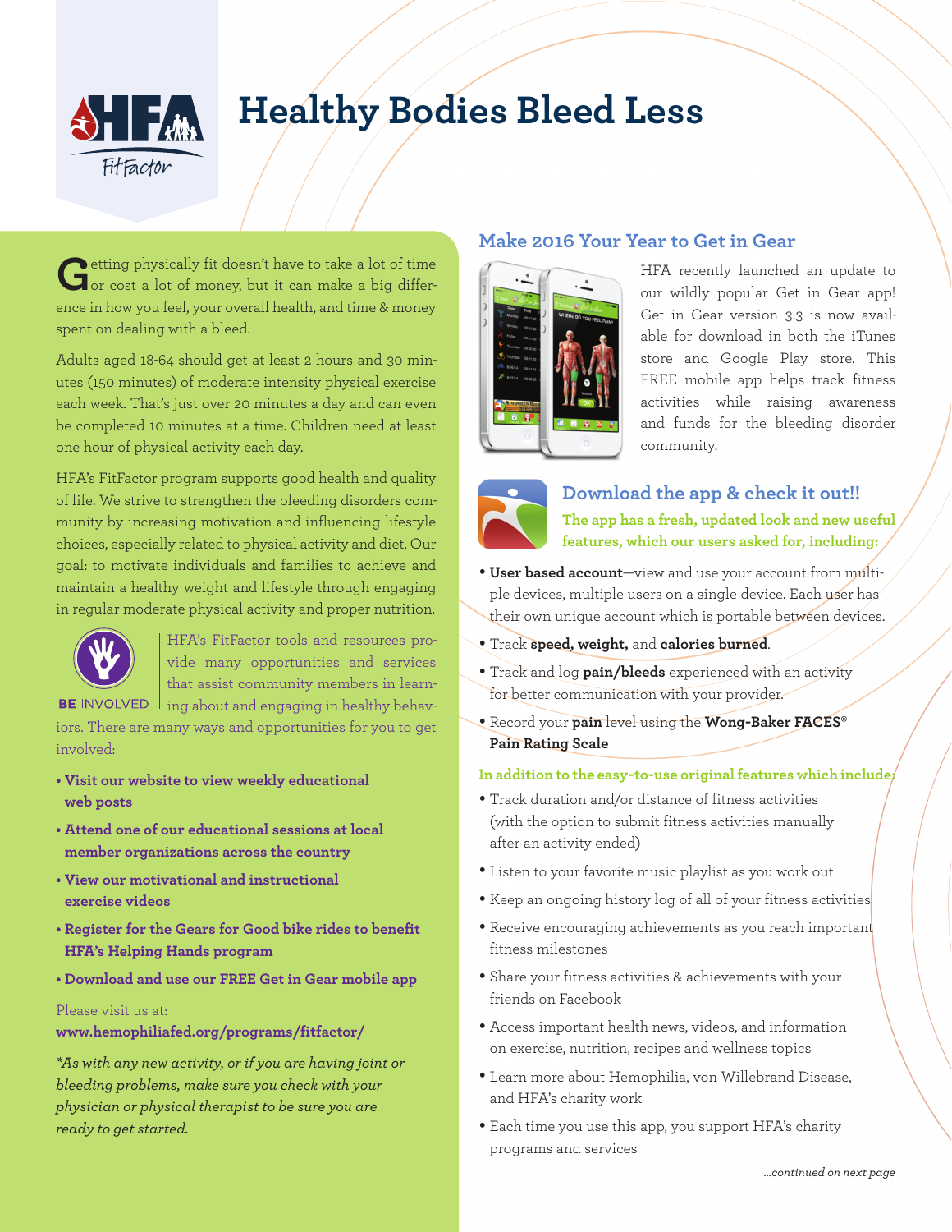# Healthy Bodies Bleed Less

Getting physically fit doesn't have to take a lot of time or cost a lot of money, but it can make a big difference in how you feel, your overall health, and time & money spent on dealing with a bleed.

Adults aged 18-64 should get at least 2 hours and 30 minutes (150 minutes) of moderate intensity physical exercise each week. That's just over 20 minutes a day and can even be completed 10 minutes at a time. Children need at least one hour of physical activity each day.

HFA's FitFactor program supports good health and quality of life. We strive to strengthen the bleeding disorders community by increasing motivation and influencing lifestyle choices, especially related to physical activity and diet. Our goal: to motivate individuals and families to achieve and maintain a healthy weight and lifestyle through engaging in regular moderate physical activity and proper nutrition.

BE INVOLVED

HFA's FitFactor tools and resources provide many opportunities and services that assist community members in learning about and engaging in healthy behaviors. There are many ways and opportunities for you to get involved:

- **Visit our website to view weekly educational web posts**
- **Attend one of our educational sessions at local member organizations across the country**
- **View our motivational and instructional exercise videos**
- **Register for the Gears for Good bike rides to benefit HFA's Helping Hands program**
- **Download and use our FREE Get in Gear mobile app**

Please visit us at:
**www.hemophiliafed.org/programs/fitfactor/**

*\*As with any new activity, or if you are having joint or bleeding problems, make sure you check with your physician or physical therapist to be sure you are ready to get started.*

## Make 2016 Your Year to Get in Gear

HFA recently launched an update to our wildly popular Get in Gear app! Get in Gear version 3.3 is now available for download in both the iTunes store and Google Play store. This FREE mobile app helps track fitness activities while raising awareness and funds for the bleeding disorder community.

## Download the app & check it out!!

**The app has a fresh, updated look and new useful features, which our users asked for, including:**

- **User based account**—view and use your account from multiple devices, multiple users on a single device. Each user has their own unique account which is portable between devices.
- Track **speed, weight,** and **calories burned**.
- Track and log **pain/bleeds** experienced with an activity for better communication with your provider.
- Record your **pain** level using the **Wong-Baker FACES® Pain Rating Scale**

**In addition to the easy-to-use original features which include:**

- Track duration and/or distance of fitness activities (with the option to submit fitness activities manually after an activity ended)
- Listen to your favorite music playlist as you work out
- Keep an ongoing history log of all of your fitness activities
- Receive encouraging achievements as you reach important fitness milestones
- Share your fitness activities & achievements with your friends on Facebook
- Access important health news, videos, and information on exercise, nutrition, recipes and wellness topics
- Learn more about Hemophilia, von Willebrand Disease, and HFA's charity work
- Each time you use this app, you support HFA's charity programs and services

*...continued on next page*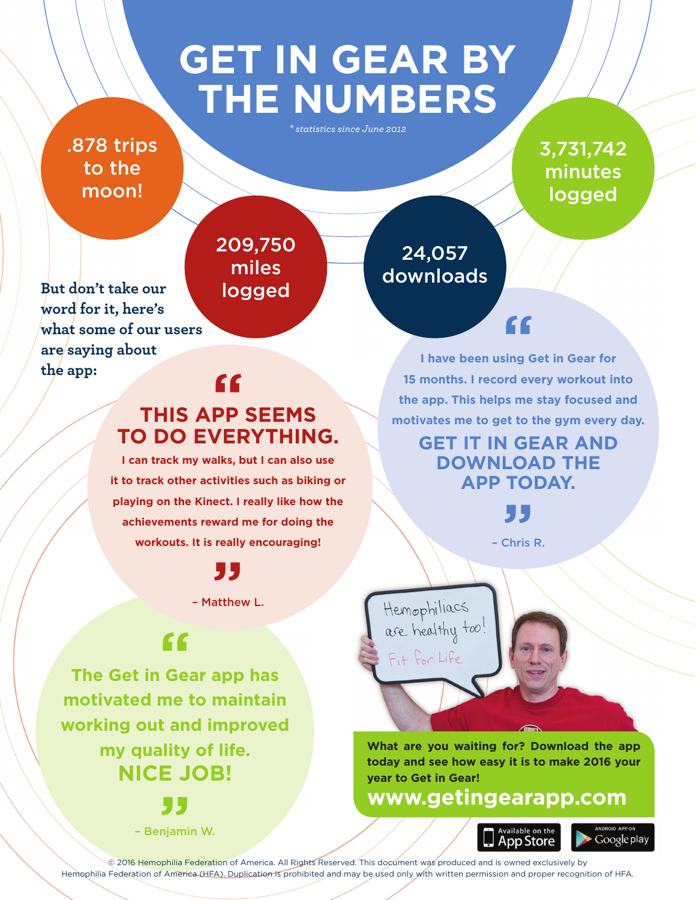# GET IN GEAR BY THE NUMBERS

*\* statistics since June 2012*

.878 trips to the moon!

209,750 miles logged

24,057 downloads

3,731,742 minutes logged

**But don't take our word for it, here's what some of our users are saying about the app:**

> **THIS APP SEEMS TO DO EVERYTHING.**
>
> I can track my walks, but I can also use it to track other activities such as biking or playing on the Kinect. I really like how the achievements reward me for doing the workouts. It is really encouraging!
>
> – Matthew L.

> I have been using Get in Gear for 15 months. I record every workout into the app. This helps me stay focused and motivates me to get to the gym every day.
>
> **GET IT IN GEAR AND DOWNLOAD THE APP TODAY.**
>
> – Chris R.

> The Get in Gear app has motivated me to maintain working out and improved my quality of life.
>
> **NICE JOB!**
>
> – Benjamin W.

Hemophiliacs are healthy too!
Fit For Life

**What are you waiting for? Download the app today and see how easy it is to make 2016 your year to Get in Gear!**

**www.getingearapp.com**

Available on the App Store | Android App on Google play

© 2016 Hemophilia Federation of America. All Rights Reserved. This document was produced and is owned exclusively by Hemophilia Federation of America (HFA). Duplication is prohibited and may be used only with written permission and proper recognition of HFA.